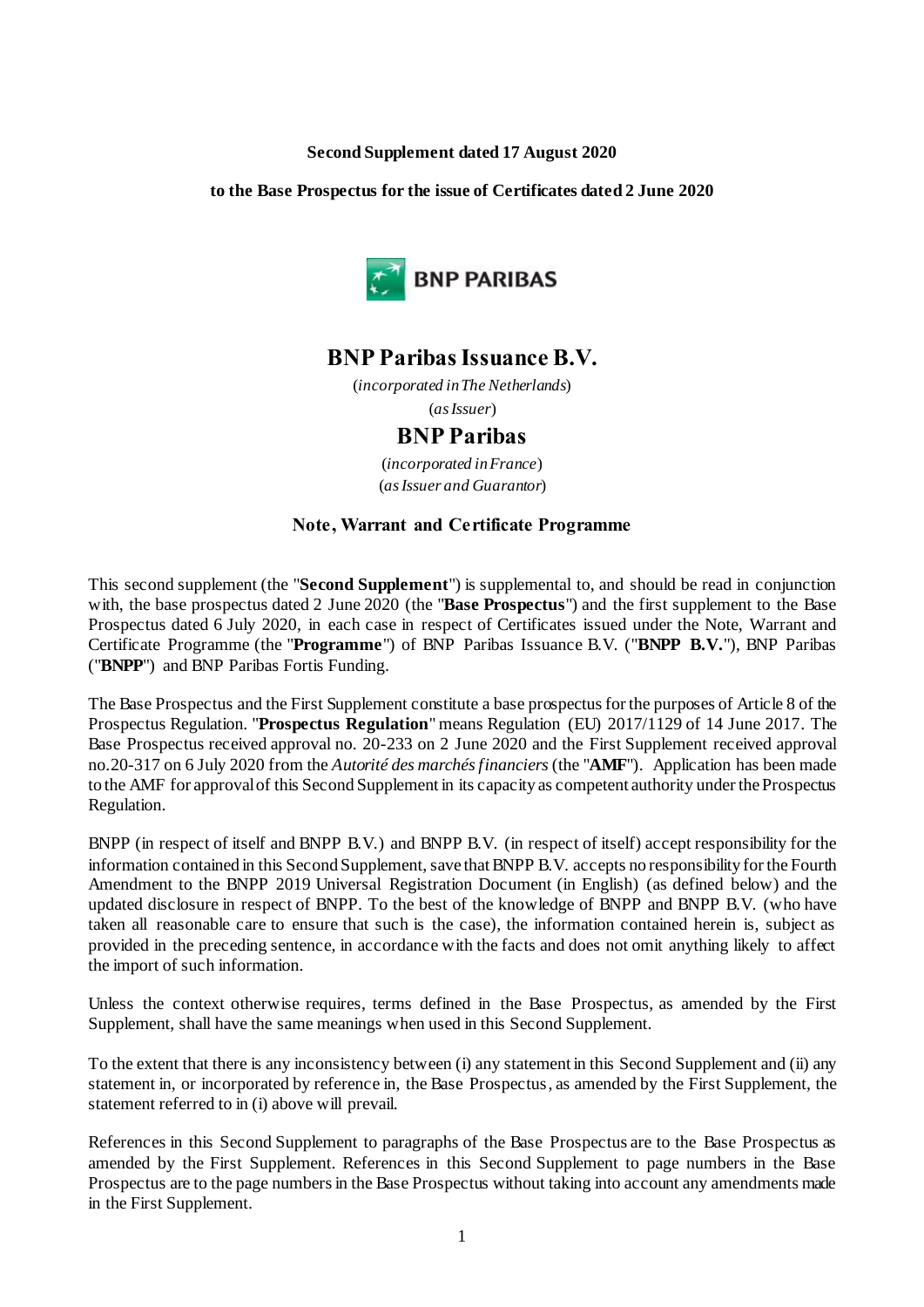**Second Supplement dated 17 August 2020**

**to the Base Prospectus for the issue of Certificates dated 2 June 2020**

# BNP Paribas Issuance B.V.

(*incorporated in The Netherlands*)

(*as Issuer*)

# BNP Paribas

(*incorporated in France*)

(*as Issuer and Guarantor*)

**Note, Warrant and Certificate Programme**

This second supplement (the "**Second Supplement**") is supplemental to, and should be read in conjunction with, the base prospectus dated 2 June 2020 (the "**Base Prospectus**") and the first supplement to the Base Prospectus dated 6 July 2020, in each case in respect of Certificates issued under the Note, Warrant and Certificate Programme (the "**Programme**") of BNP Paribas Issuance B.V. ("**BNPP B.V.**"), BNP Paribas ("**BNPP**") and BNP Paribas Fortis Funding.

The Base Prospectus and the First Supplement constitute a base prospectus for the purposes of Article 8 of the Prospectus Regulation. "**Prospectus Regulation**" means Regulation (EU) 2017/1129 of 14 June 2017. The Base Prospectus received approval no. 20-233 on 2 June 2020 and the First Supplement received approval no.20-317 on 6 July 2020 from the *Autorité des marchés financiers* (the "**AMF**"). Application has been made to the AMF for approval of this Second Supplement in its capacity as competent authority under the Prospectus Regulation.

BNPP (in respect of itself and BNPP B.V.) and BNPP B.V. (in respect of itself) accept responsibility for the information contained in this Second Supplement, save that BNPP B.V. accepts no responsibility for the Fourth Amendment to the BNPP 2019 Universal Registration Document (in English) (as defined below) and the updated disclosure in respect of BNPP. To the best of the knowledge of BNPP and BNPP B.V. (who have taken all reasonable care to ensure that such is the case), the information contained herein is, subject as provided in the preceding sentence, in accordance with the facts and does not omit anything likely to affect the import of such information.

Unless the context otherwise requires, terms defined in the Base Prospectus, as amended by the First Supplement, shall have the same meanings when used in this Second Supplement.

To the extent that there is any inconsistency between (i) any statement in this Second Supplement and (ii) any statement in, or incorporated by reference in, the Base Prospectus, as amended by the First Supplement, the statement referred to in (i) above will prevail.

References in this Second Supplement to paragraphs of the Base Prospectus are to the Base Prospectus as amended by the First Supplement. References in this Second Supplement to page numbers in the Base Prospectus are to the page numbers in the Base Prospectus without taking into account any amendments made in the First Supplement.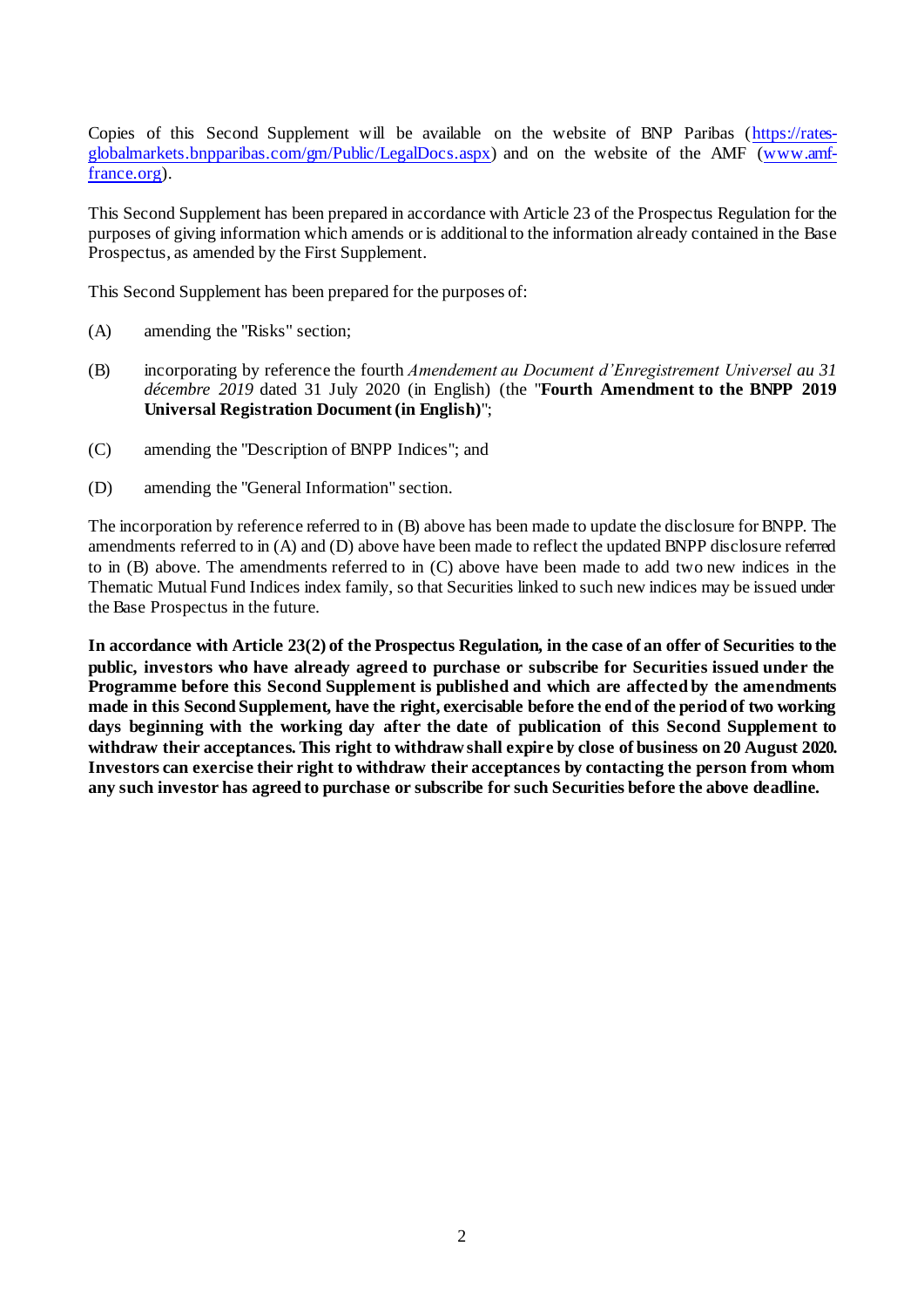Copies of this Second Supplement will be available on the website of BNP Paribas (https://rates-globalmarkets.bnpparibas.com/gm/Public/LegalDocs.aspx) and on the website of the AMF (www.amf-france.org).

This Second Supplement has been prepared in accordance with Article 23 of the Prospectus Regulation for the purposes of giving information which amends or is additional to the information already contained in the Base Prospectus, as amended by the First Supplement.

This Second Supplement has been prepared for the purposes of:

(A) amending the "Risks" section;

(B) incorporating by reference the fourth *Amendement au Document d'Enregistrement Universel au 31 décembre 2019* dated 31 July 2020 (in English) (the "**Fourth Amendment to the BNPP 2019 Universal Registration Document (in English)**";

(C) amending the "Description of BNPP Indices"; and

(D) amending the "General Information" section.

The incorporation by reference referred to in (B) above has been made to update the disclosure for BNPP. The amendments referred to in (A) and (D) above have been made to reflect the updated BNPP disclosure referred to in (B) above. The amendments referred to in (C) above have been made to add two new indices in the Thematic Mutual Fund Indices index family, so that Securities linked to such new indices may be issued under the Base Prospectus in the future.

**In accordance with Article 23(2) of the Prospectus Regulation, in the case of an offer of Securities to the public, investors who have already agreed to purchase or subscribe for Securities issued under the Programme before this Second Supplement is published and which are affected by the amendments made in this Second Supplement, have the right, exercisable before the end of the period of two working days beginning with the working day after the date of publication of this Second Supplement to withdraw their acceptances. This right to withdraw shall expire by close of business on 20 August 2020. Investors can exercise their right to withdraw their acceptances by contacting the person from whom any such investor has agreed to purchase or subscribe for such Securities before the above deadline.**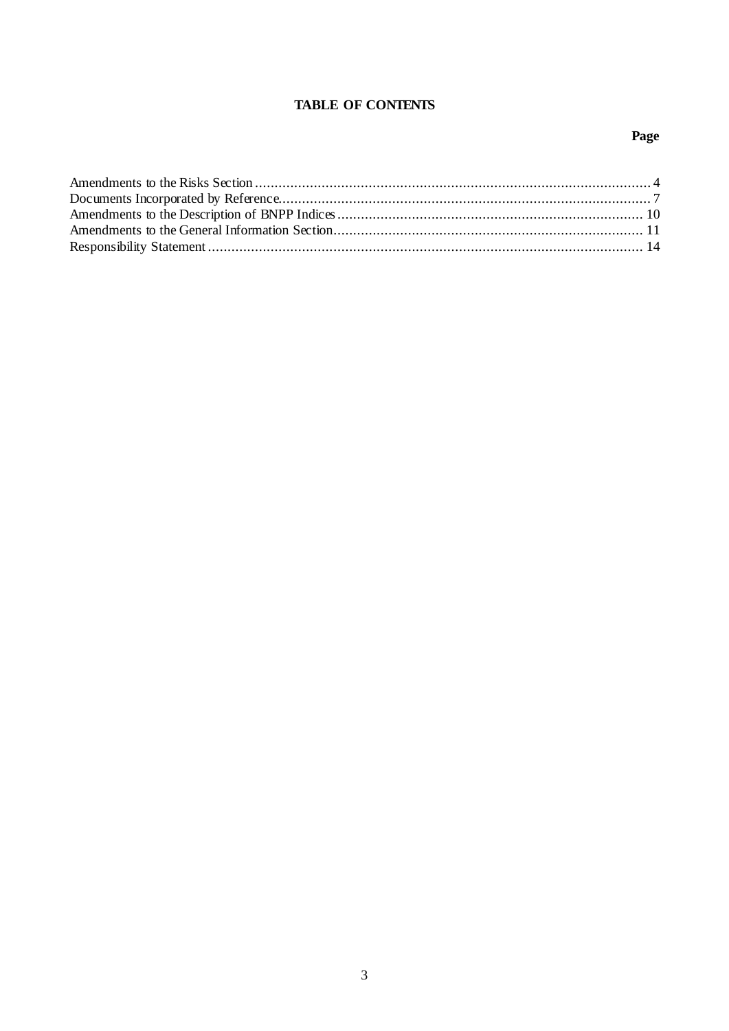# TABLE OF CONTENTS

| | Page |
|---|---|
| Amendments to the Risks Section | 4 |
| Documents Incorporated by Reference | 7 |
| Amendments to the Description of BNPP Indices | 10 |
| Amendments to the General Information Section | 11 |
| Responsibility Statement | 14 |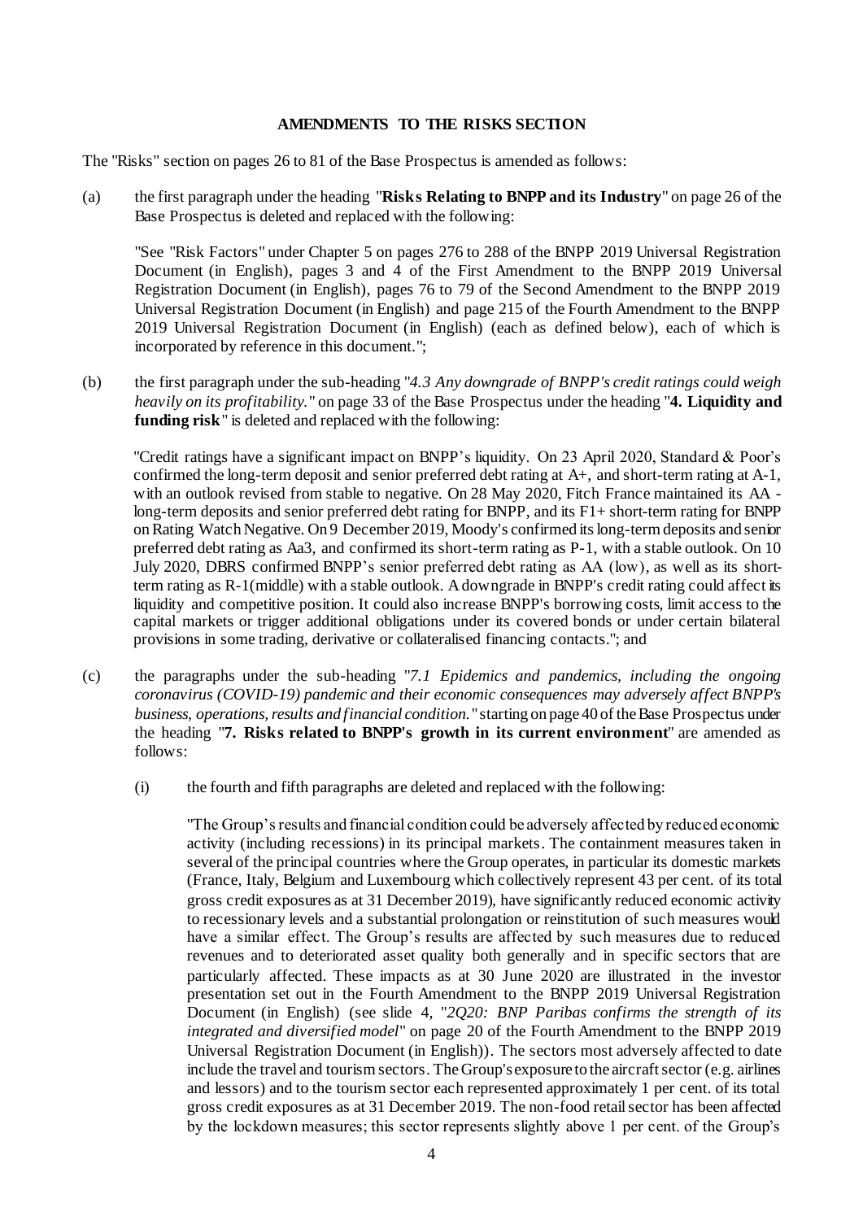**AMENDMENTS TO THE RISKS SECTION**

The "Risks" section on pages 26 to 81 of the Base Prospectus is amended as follows:

(a) the first paragraph under the heading "**Risks Relating to BNPP and its Industry**" on page 26 of the Base Prospectus is deleted and replaced with the following:

> "See "Risk Factors" under Chapter 5 on pages 276 to 288 of the BNPP 2019 Universal Registration Document (in English), pages 3 and 4 of the First Amendment to the BNPP 2019 Universal Registration Document (in English), pages 76 to 79 of the Second Amendment to the BNPP 2019 Universal Registration Document (in English) and page 215 of the Fourth Amendment to the BNPP 2019 Universal Registration Document (in English) (each as defined below), each of which is incorporated by reference in this document.";

(b) the first paragraph under the sub-heading "*4.3 Any downgrade of BNPP's credit ratings could weigh heavily on its profitability.*" on page 33 of the Base Prospectus under the heading "**4. Liquidity and funding risk**" is deleted and replaced with the following:

> "Credit ratings have a significant impact on BNPP's liquidity. On 23 April 2020, Standard & Poor's confirmed the long-term deposit and senior preferred debt rating at A+, and short-term rating at A-1, with an outlook revised from stable to negative. On 28 May 2020, Fitch France maintained its AA - long-term deposits and senior preferred debt rating for BNPP, and its F1+ short-term rating for BNPP on Rating Watch Negative. On 9 December 2019, Moody's confirmed its long-term deposits and senior preferred debt rating as Aa3, and confirmed its short-term rating as P-1, with a stable outlook. On 10 July 2020, DBRS confirmed BNPP's senior preferred debt rating as AA (low), as well as its short-term rating as R-1(middle) with a stable outlook. A downgrade in BNPP's credit rating could affect its liquidity and competitive position. It could also increase BNPP's borrowing costs, limit access to the capital markets or trigger additional obligations under its covered bonds or under certain bilateral provisions in some trading, derivative or collateralised financing contacts."; and

(c) the paragraphs under the sub-heading "*7.1 Epidemics and pandemics, including the ongoing coronavirus (COVID-19) pandemic and their economic consequences may adversely affect BNPP's business, operations, results and financial condition.*" starting on page 40 of the Base Prospectus under the heading "**7. Risks related to BNPP's growth in its current environment**" are amended as follows:

   (i) the fourth and fifth paragraphs are deleted and replaced with the following:

   > "The Group's results and financial condition could be adversely affected by reduced economic activity (including recessions) in its principal markets. The containment measures taken in several of the principal countries where the Group operates, in particular its domestic markets (France, Italy, Belgium and Luxembourg which collectively represent 43 per cent. of its total gross credit exposures as at 31 December 2019), have significantly reduced economic activity to recessionary levels and a substantial prolongation or reinstitution of such measures would have a similar effect. The Group's results are affected by such measures due to reduced revenues and to deteriorated asset quality both generally and in specific sectors that are particularly affected. These impacts as at 30 June 2020 are illustrated in the investor presentation set out in the Fourth Amendment to the BNPP 2019 Universal Registration Document (in English) (see slide 4, "*2Q20: BNP Paribas confirms the strength of its integrated and diversified model*" on page 20 of the Fourth Amendment to the BNPP 2019 Universal Registration Document (in English)). The sectors most adversely affected to date include the travel and tourism sectors. The Group's exposure to the aircraft sector (e.g. airlines and lessors) and to the tourism sector each represented approximately 1 per cent. of its total gross credit exposures as at 31 December 2019. The non-food retail sector has been affected by the lockdown measures; this sector represents slightly above 1 per cent. of the Group's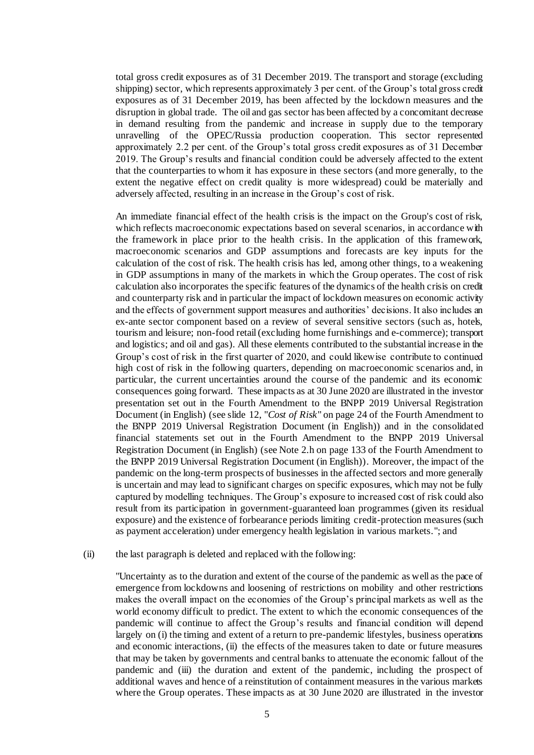total gross credit exposures as of 31 December 2019. The transport and storage (excluding shipping) sector, which represents approximately 3 per cent. of the Group's total gross credit exposures as of 31 December 2019, has been affected by the lockdown measures and the disruption in global trade. The oil and gas sector has been affected by a concomitant decrease in demand resulting from the pandemic and increase in supply due to the temporary unravelling of the OPEC/Russia production cooperation. This sector represented approximately 2.2 per cent. of the Group's total gross credit exposures as of 31 December 2019. The Group's results and financial condition could be adversely affected to the extent that the counterparties to whom it has exposure in these sectors (and more generally, to the extent the negative effect on credit quality is more widespread) could be materially and adversely affected, resulting in an increase in the Group's cost of risk.

An immediate financial effect of the health crisis is the impact on the Group's cost of risk, which reflects macroeconomic expectations based on several scenarios, in accordance with the framework in place prior to the health crisis. In the application of this framework, macroeconomic scenarios and GDP assumptions and forecasts are key inputs for the calculation of the cost of risk. The health crisis has led, among other things, to a weakening in GDP assumptions in many of the markets in which the Group operates. The cost of risk calculation also incorporates the specific features of the dynamics of the health crisis on credit and counterparty risk and in particular the impact of lockdown measures on economic activity and the effects of government support measures and authorities' decisions. It also includes an ex-ante sector component based on a review of several sensitive sectors (such as, hotels, tourism and leisure; non-food retail (excluding home furnishings and e-commerce); transport and logistics; and oil and gas). All these elements contributed to the substantial increase in the Group's cost of risk in the first quarter of 2020, and could likewise contribute to continued high cost of risk in the following quarters, depending on macroeconomic scenarios and, in particular, the current uncertainties around the course of the pandemic and its economic consequences going forward. These impacts as at 30 June 2020 are illustrated in the investor presentation set out in the Fourth Amendment to the BNPP 2019 Universal Registration Document (in English) (see slide 12, "*Cost of Risk*" on page 24 of the Fourth Amendment to the BNPP 2019 Universal Registration Document (in English)) and in the consolidated financial statements set out in the Fourth Amendment to the BNPP 2019 Universal Registration Document (in English) (see Note 2.h on page 133 of the Fourth Amendment to the BNPP 2019 Universal Registration Document (in English)). Moreover, the impact of the pandemic on the long-term prospects of businesses in the affected sectors and more generally is uncertain and may lead to significant charges on specific exposures, which may not be fully captured by modelling techniques. The Group's exposure to increased cost of risk could also result from its participation in government-guaranteed loan programmes (given its residual exposure) and the existence of forbearance periods limiting credit-protection measures (such as payment acceleration) under emergency health legislation in various markets."; and

(ii) the last paragraph is deleted and replaced with the following:

"Uncertainty as to the duration and extent of the course of the pandemic as well as the pace of emergence from lockdowns and loosening of restrictions on mobility and other restrictions makes the overall impact on the economies of the Group's principal markets as well as the world economy difficult to predict. The extent to which the economic consequences of the pandemic will continue to affect the Group's results and financial condition will depend largely on (i) the timing and extent of a return to pre-pandemic lifestyles, business operations and economic interactions, (ii) the effects of the measures taken to date or future measures that may be taken by governments and central banks to attenuate the economic fallout of the pandemic and (iii) the duration and extent of the pandemic, including the prospect of additional waves and hence of a reinstitution of containment measures in the various markets where the Group operates. These impacts as at 30 June 2020 are illustrated in the investor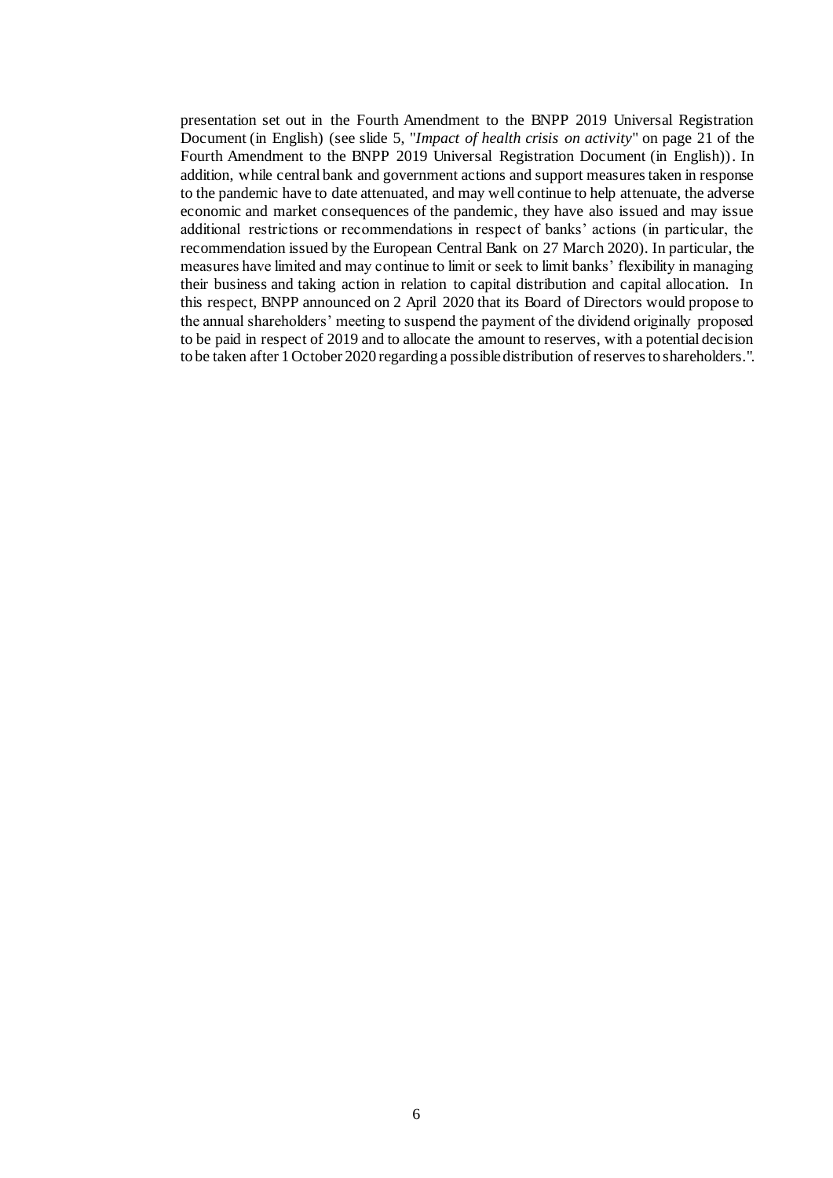presentation set out in the Fourth Amendment to the BNPP 2019 Universal Registration Document (in English) (see slide 5, "*Impact of health crisis on activity*" on page 21 of the Fourth Amendment to the BNPP 2019 Universal Registration Document (in English)). In addition, while central bank and government actions and support measures taken in response to the pandemic have to date attenuated, and may well continue to help attenuate, the adverse economic and market consequences of the pandemic, they have also issued and may issue additional restrictions or recommendations in respect of banks' actions (in particular, the recommendation issued by the European Central Bank on 27 March 2020). In particular, the measures have limited and may continue to limit or seek to limit banks' flexibility in managing their business and taking action in relation to capital distribution and capital allocation. In this respect, BNPP announced on 2 April 2020 that its Board of Directors would propose to the annual shareholders' meeting to suspend the payment of the dividend originally proposed to be paid in respect of 2019 and to allocate the amount to reserves, with a potential decision to be taken after 1 October 2020 regarding a possible distribution of reserves to shareholders.".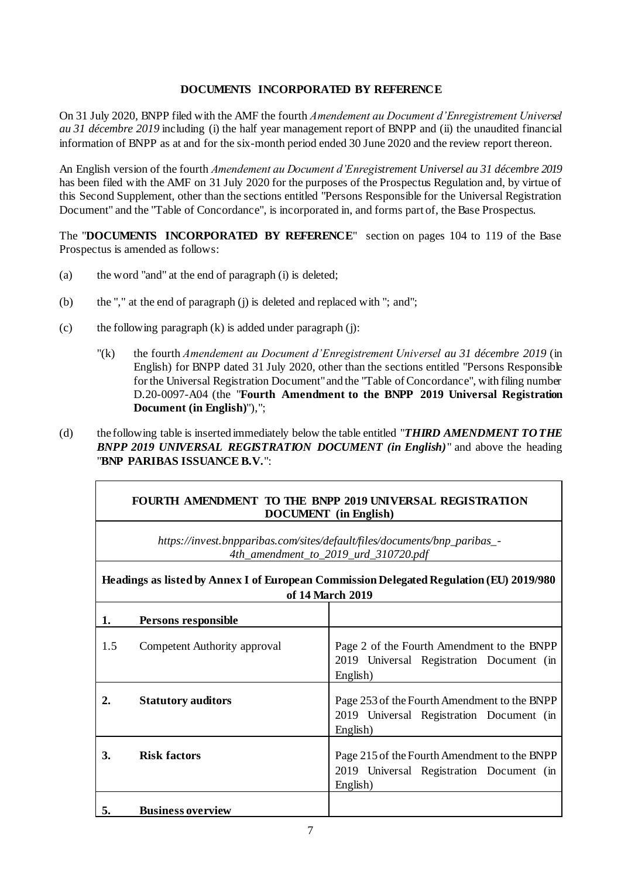**DOCUMENTS INCORPORATED BY REFERENCE**

On 31 July 2020, BNPP filed with the AMF the fourth *Amendement au Document d'Enregistrement Universel au 31 décembre 2019* including (i) the half year management report of BNPP and (ii) the unaudited financial information of BNPP as at and for the six-month period ended 30 June 2020 and the review report thereon.

An English version of the fourth *Amendement au Document d'Enregistrement Universel au 31 décembre 2019* has been filed with the AMF on 31 July 2020 for the purposes of the Prospectus Regulation and, by virtue of this Second Supplement, other than the sections entitled "Persons Responsible for the Universal Registration Document" and the "Table of Concordance", is incorporated in, and forms part of, the Base Prospectus.

The "**DOCUMENTS INCORPORATED BY REFERENCE**" section on pages 104 to 119 of the Base Prospectus is amended as follows:

(a) the word "and" at the end of paragraph (i) is deleted;

(b) the "," at the end of paragraph (j) is deleted and replaced with "; and";

(c) the following paragraph (k) is added under paragraph (j):

"(k) the fourth *Amendement au Document d'Enregistrement Universel au 31 décembre 2019* (in English) for BNPP dated 31 July 2020, other than the sections entitled "Persons Responsible for the Universal Registration Document" and the "Table of Concordance", with filing number D.20-0097-A04 (the "**Fourth Amendment to the BNPP 2019 Universal Registration Document (in English)**"),";

(d) the following table is inserted immediately below the table entitled "***THIRD AMENDMENT TO THE BNPP 2019 UNIVERSAL REGISTRATION DOCUMENT (in English)***" and above the heading "**BNP PARIBAS ISSUANCE B.V.**":

| **FOURTH AMENDMENT TO THE BNPP 2019 UNIVERSAL REGISTRATION DOCUMENT (in English)** | |
|---|---|
| *https://invest.bnpparibas.com/sites/default/files/documents/bnp_paribas_-4th_amendment_to_2019_urd_310720.pdf* | |
| **Headings as listed by Annex I of European Commission Delegated Regulation (EU) 2019/980 of 14 March 2019** | |
| **1. Persons responsible** | |
| 1.5 Competent Authority approval | Page 2 of the Fourth Amendment to the BNPP 2019 Universal Registration Document (in English) |
| **2. Statutory auditors** | Page 253 of the Fourth Amendment to the BNPP 2019 Universal Registration Document (in English) |
| **3. Risk factors** | Page 215 of the Fourth Amendment to the BNPP 2019 Universal Registration Document (in English) |
| **5. Business overview** | |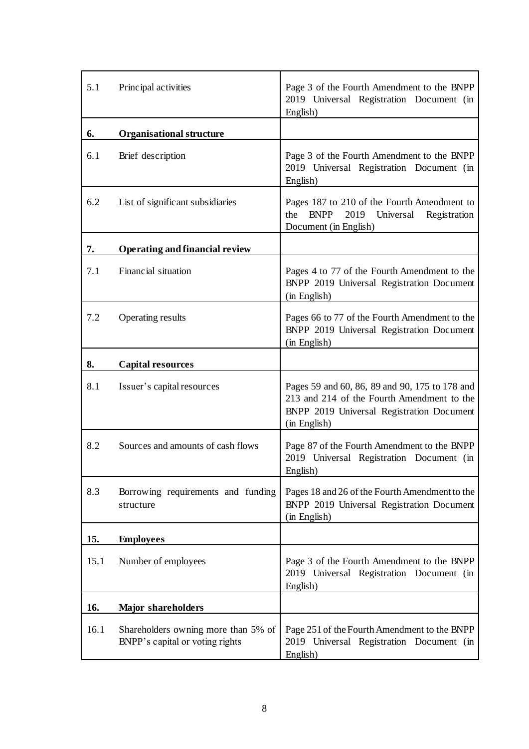| | | |
|---|---|---|
| 5.1 | Principal activities | Page 3 of the Fourth Amendment to the BNPP 2019 Universal Registration Document (in English) |
| **6.** | **Organisational structure** | |
| 6.1 | Brief description | Page 3 of the Fourth Amendment to the BNPP 2019 Universal Registration Document (in English) |
| 6.2 | List of significant subsidiaries | Pages 187 to 210 of the Fourth Amendment to the BNPP 2019 Universal Registration Document (in English) |
| **7.** | **Operating and financial review** | |
| 7.1 | Financial situation | Pages 4 to 77 of the Fourth Amendment to the BNPP 2019 Universal Registration Document (in English) |
| 7.2 | Operating results | Pages 66 to 77 of the Fourth Amendment to the BNPP 2019 Universal Registration Document (in English) |
| **8.** | **Capital resources** | |
| 8.1 | Issuer's capital resources | Pages 59 and 60, 86, 89 and 90, 175 to 178 and 213 and 214 of the Fourth Amendment to the BNPP 2019 Universal Registration Document (in English) |
| 8.2 | Sources and amounts of cash flows | Page 87 of the Fourth Amendment to the BNPP 2019 Universal Registration Document (in English) |
| 8.3 | Borrowing requirements and funding structure | Pages 18 and 26 of the Fourth Amendment to the BNPP 2019 Universal Registration Document (in English) |
| **15.** | **Employees** | |
| 15.1 | Number of employees | Page 3 of the Fourth Amendment to the BNPP 2019 Universal Registration Document (in English) |
| **16.** | **Major shareholders** | |
| 16.1 | Shareholders owning more than 5% of BNPP's capital or voting rights | Page 251 of the Fourth Amendment to the BNPP 2019 Universal Registration Document (in English) |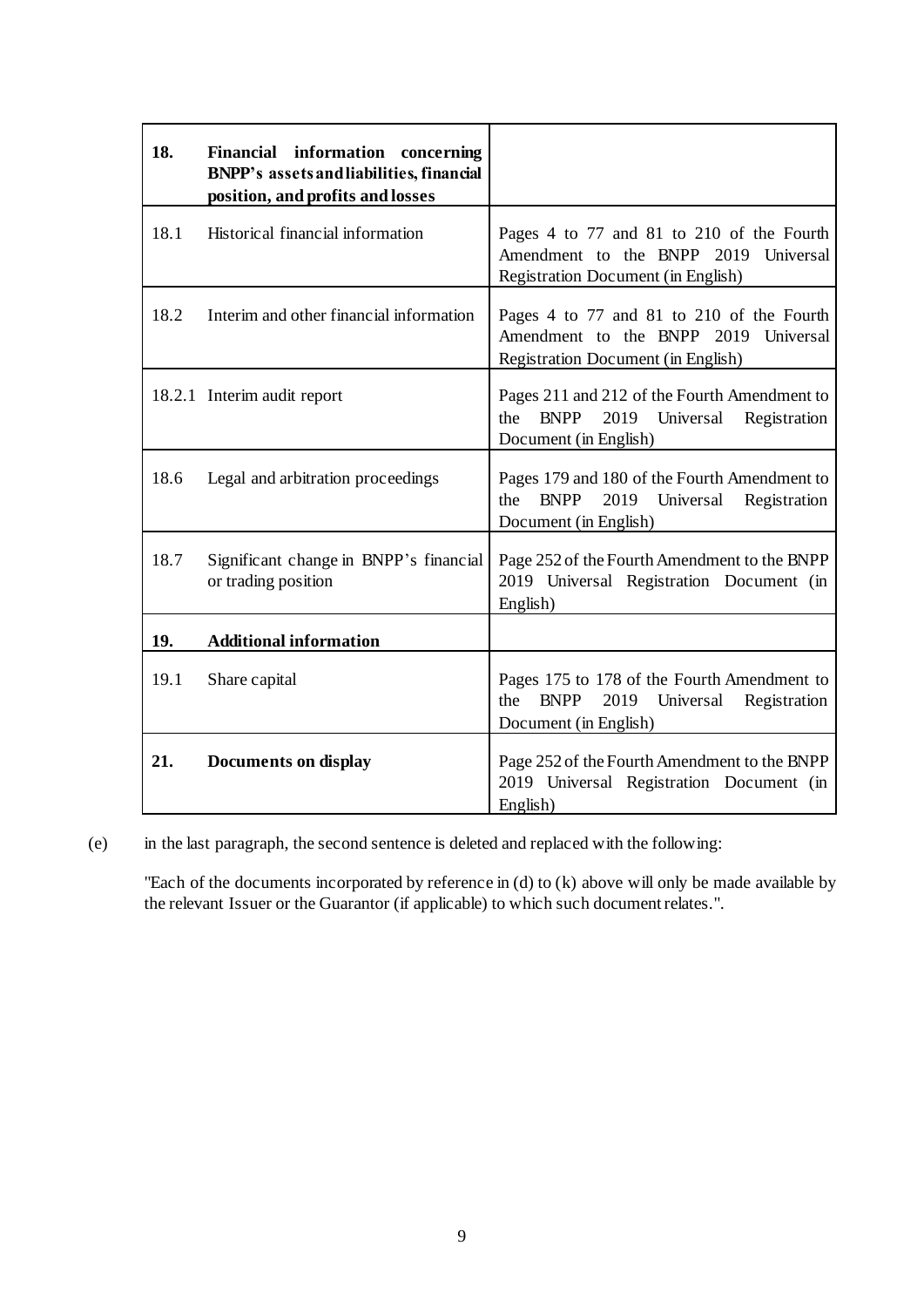| | | |
|---|---|---|
| **18.** | **Financial information concerning BNPP's assets and liabilities, financial position, and profits and losses** | |
| 18.1 | Historical financial information | Pages 4 to 77 and 81 to 210 of the Fourth Amendment to the BNPP 2019 Universal Registration Document (in English) |
| 18.2 | Interim and other financial information | Pages 4 to 77 and 81 to 210 of the Fourth Amendment to the BNPP 2019 Universal Registration Document (in English) |
| 18.2.1 | Interim audit report | Pages 211 and 212 of the Fourth Amendment to the BNPP 2019 Universal Registration Document (in English) |
| 18.6 | Legal and arbitration proceedings | Pages 179 and 180 of the Fourth Amendment to the BNPP 2019 Universal Registration Document (in English) |
| 18.7 | Significant change in BNPP's financial or trading position | Page 252 of the Fourth Amendment to the BNPP 2019 Universal Registration Document (in English) |
| **19.** | **Additional information** | |
| 19.1 | Share capital | Pages 175 to 178 of the Fourth Amendment to the BNPP 2019 Universal Registration Document (in English) |
| **21.** | **Documents on display** | Page 252 of the Fourth Amendment to the BNPP 2019 Universal Registration Document (in English) |

(e) in the last paragraph, the second sentence is deleted and replaced with the following:

"Each of the documents incorporated by reference in (d) to (k) above will only be made available by the relevant Issuer or the Guarantor (if applicable) to which such document relates.".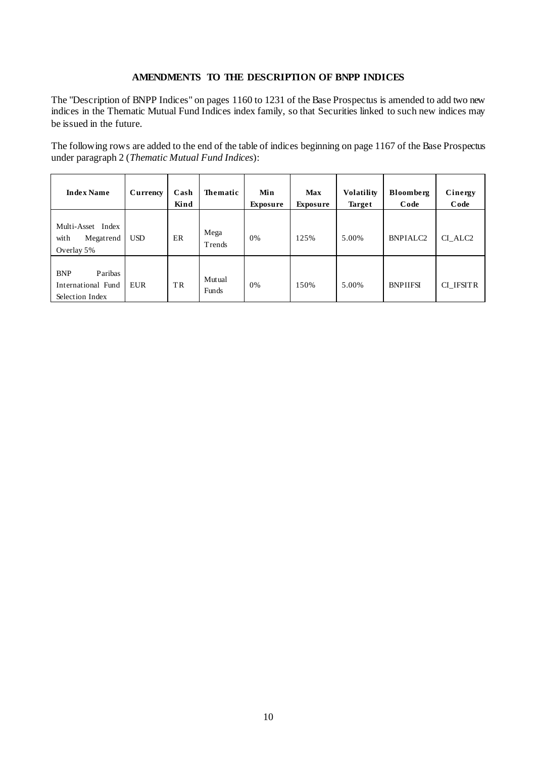## AMENDMENTS TO THE DESCRIPTION OF BNPP INDICES

The "Description of BNPP Indices" on pages 1160 to 1231 of the Base Prospectus is amended to add two new indices in the Thematic Mutual Fund Indices index family, so that Securities linked to such new indices may be issued in the future.

The following rows are added to the end of the table of indices beginning on page 1167 of the Base Prospectus under paragraph 2 (*Thematic Mutual Fund Indices*):

| Index Name | Currency | Cash Kind | Thematic | Min Exposure | Max Exposure | Volatility Target | Bloomberg Code | Cinergy Code |
|---|---|---|---|---|---|---|---|---|
| Multi-Asset Index with Megatrend Overlay 5% | USD | ER | Mega Trends | 0% | 125% | 5.00% | BNPIALC2 | CI_ALC2 |
| BNP Paribas International Fund Selection Index | EUR | TR | Mutual Funds | 0% | 150% | 5.00% | BNPIIFSI | CI_IFSITR |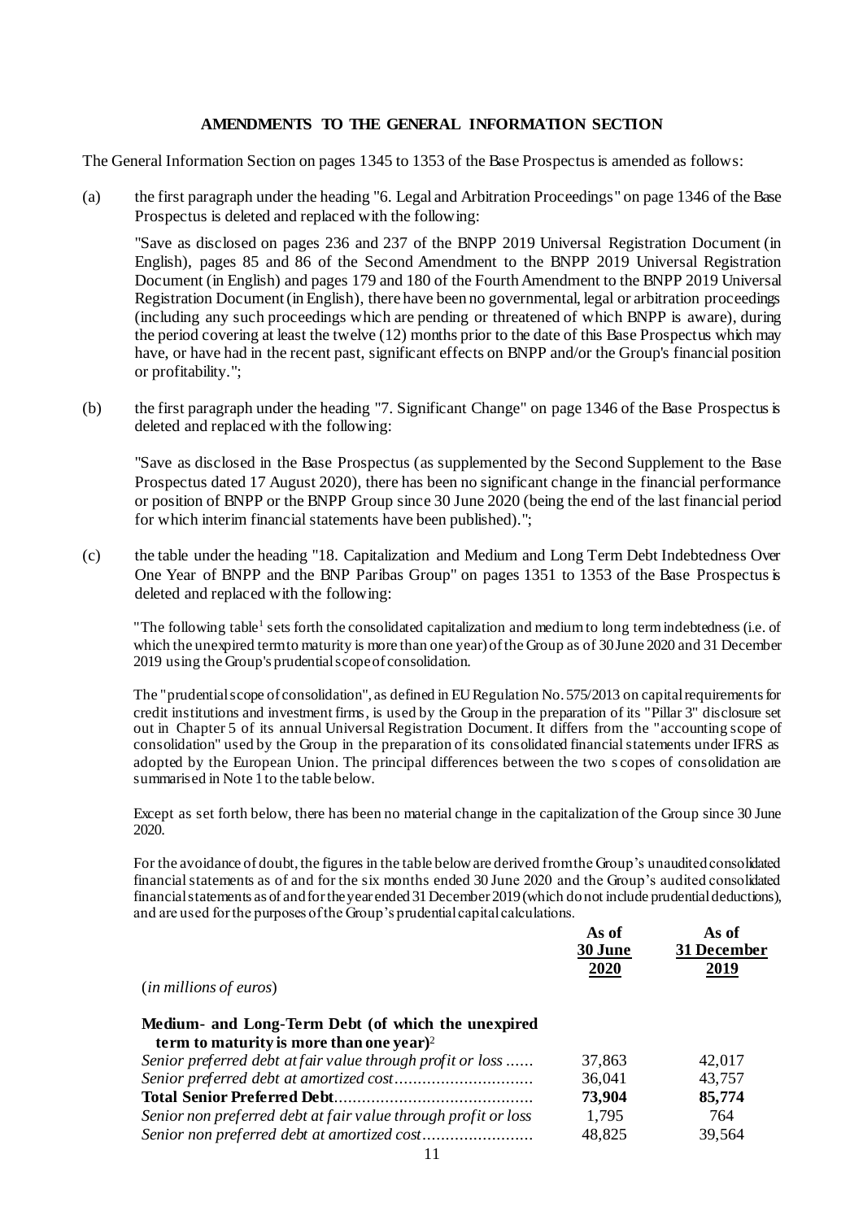## AMENDMENTS TO THE GENERAL INFORMATION SECTION

The General Information Section on pages 1345 to 1353 of the Base Prospectus is amended as follows:

(a) the first paragraph under the heading "6. Legal and Arbitration Proceedings" on page 1346 of the Base Prospectus is deleted and replaced with the following:

"Save as disclosed on pages 236 and 237 of the BNPP 2019 Universal Registration Document (in English), pages 85 and 86 of the Second Amendment to the BNPP 2019 Universal Registration Document (in English) and pages 179 and 180 of the Fourth Amendment to the BNPP 2019 Universal Registration Document (in English), there have been no governmental, legal or arbitration proceedings (including any such proceedings which are pending or threatened of which BNPP is aware), during the period covering at least the twelve (12) months prior to the date of this Base Prospectus which may have, or have had in the recent past, significant effects on BNPP and/or the Group's financial position or profitability.";

(b) the first paragraph under the heading "7. Significant Change" on page 1346 of the Base Prospectus is deleted and replaced with the following:

"Save as disclosed in the Base Prospectus (as supplemented by the Second Supplement to the Base Prospectus dated 17 August 2020), there has been no significant change in the financial performance or position of BNPP or the BNPP Group since 30 June 2020 (being the end of the last financial period for which interim financial statements have been published).";

(c) the table under the heading "18. Capitalization and Medium and Long Term Debt Indebtedness Over One Year of BNPP and the BNP Paribas Group" on pages 1351 to 1353 of the Base Prospectus is deleted and replaced with the following:

"The following table[1] sets forth the consolidated capitalization and medium to long term indebtedness (i.e. of which the unexpired term to maturity is more than one year) of the Group as of 30 June 2020 and 31 December 2019 using the Group's prudential scope of consolidation.

The "prudential scope of consolidation", as defined in EU Regulation No. 575/2013 on capital requirements for credit institutions and investment firms, is used by the Group in the preparation of its "Pillar 3" disclosure set out in Chapter 5 of its annual Universal Registration Document. It differs from the "accounting scope of consolidation" used by the Group in the preparation of its consolidated financial statements under IFRS as adopted by the European Union. The principal differences between the two scopes of consolidation are summarised in Note 1 to the table below.

Except as set forth below, there has been no material change in the capitalization of the Group since 30 June 2020.

For the avoidance of doubt, the figures in the table below are derived from the Group's unaudited consolidated financial statements as of and for the six months ended 30 June 2020 and the Group's audited consolidated financial statements as of and for the year ended 31 December 2019 (which do not include prudential deductions), and are used for the purposes of the Group's prudential capital calculations.

| *(in millions of euros)* | As of 30 June 2020 | As of 31 December 2019 |
|---|---|---|
| **Medium- and Long-Term Debt (of which the unexpired term to maturity is more than one year)**[2] | | |
| *Senior preferred debt at fair value through profit or loss* | 37,863 | 42,017 |
| *Senior preferred debt at amortized cost* | 36,041 | 43,757 |
| **Total Senior Preferred Debt** | **73,904** | **85,774** |
| *Senior non preferred debt at fair value through profit or loss* | 1,795 | 764 |
| *Senior non preferred debt at amortized cost* | 48,825 | 39,564 |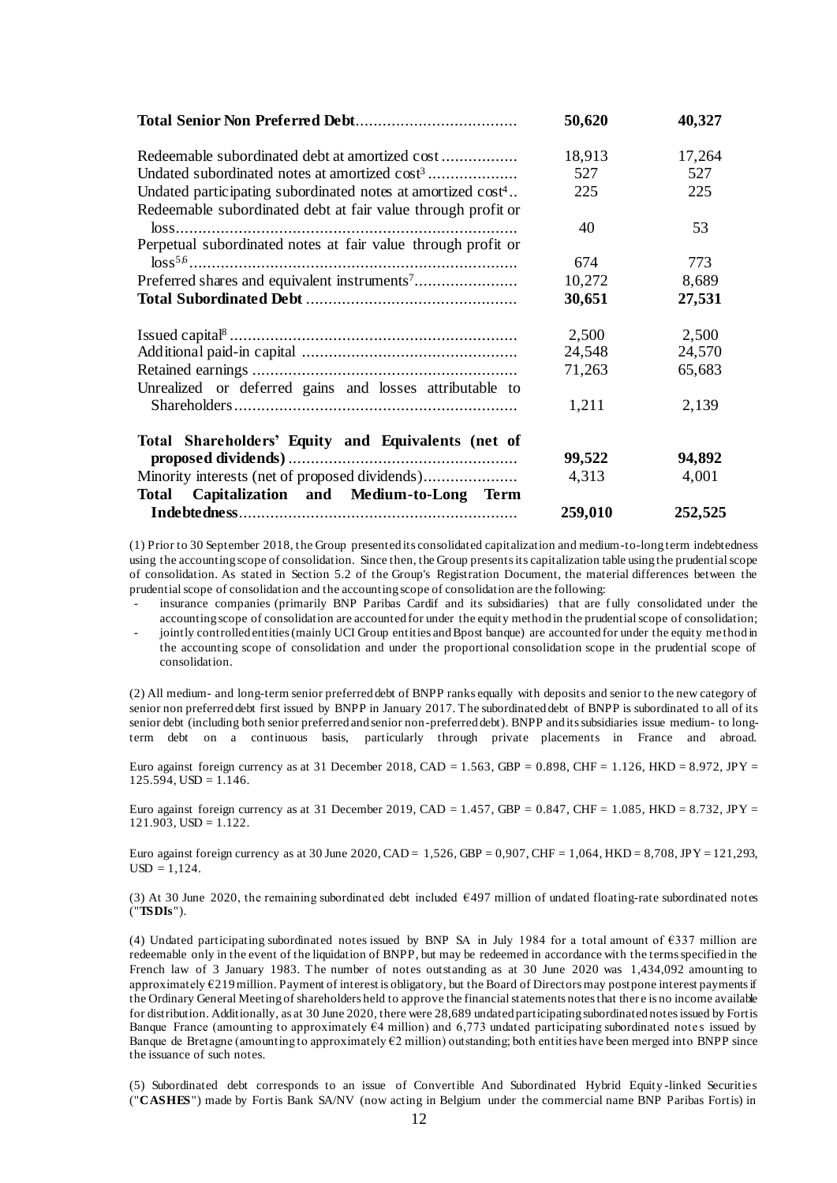| | | |
|---|---|---|
| **Total Senior Non Preferred Debt** | **50,620** | **40,327** |
| Redeemable subordinated debt at amortized cost | 18,913 | 17,264 |
| Undated subordinated notes at amortized cost[3] | 527 | 527 |
| Undated participating subordinated notes at amortized cost[4] | 225 | 225 |
| Redeemable subordinated debt at fair value through profit or loss | 40 | 53 |
| Perpetual subordinated notes at fair value through profit or loss[5,6] | 674 | 773 |
| Preferred shares and equivalent instruments[7] | 10,272 | 8,689 |
| **Total Subordinated Debt** | **30,651** | **27,531** |
| Issued capital[8] | 2,500 | 2,500 |
| Additional paid-in capital | 24,548 | 24,570 |
| Retained earnings | 71,263 | 65,683 |
| Unrealized or deferred gains and losses attributable to Shareholders | 1,211 | 2,139 |
| **Total Shareholders' Equity and Equivalents (net of proposed dividends)** | **99,522** | **94,892** |
| Minority interests (net of proposed dividends) | 4,313 | 4,001 |
| **Total Capitalization and Medium-to-Long Term Indebtedness** | **259,010** | **252,525** |

(1) Prior to 30 September 2018, the Group presented its consolidated capitalization and medium-to-long term indebtedness using the accounting scope of consolidation. Since then, the Group presents its capitalization table using the prudential scope of consolidation. As stated in Section 5.2 of the Group's Registration Document, the material differences between the prudential scope of consolidation and the accounting scope of consolidation are the following:

- insurance companies (primarily BNP Paribas Cardif and its subsidiaries) that are fully consolidated under the accounting scope of consolidation are accounted for under the equity method in the prudential scope of consolidation;
- jointly controlled entities (mainly UCI Group entities and Bpost banque) are accounted for under the equity method in the accounting scope of consolidation and under the proportional consolidation scope in the prudential scope of consolidation.

(2) All medium- and long-term senior preferred debt of BNPP ranks equally with deposits and senior to the new category of senior non preferred debt first issued by BNPP in January 2017. The subordinated debt of BNPP is subordinated to all of its senior debt (including both senior preferred and senior non-preferred debt). BNPP and its subsidiaries issue medium- to long-term debt on a continuous basis, particularly through private placements in France and abroad.

Euro against foreign currency as at 31 December 2018, CAD = 1.563, GBP = 0.898, CHF = 1.126, HKD = 8.972, JPY = 125.594, USD = 1.146.

Euro against foreign currency as at 31 December 2019, CAD = 1.457, GBP = 0.847, CHF = 1.085, HKD = 8.732, JPY = 121.903, USD = 1.122.

Euro against foreign currency as at 30 June 2020, CAD = 1,526, GBP = 0,907, CHF = 1,064, HKD = 8,708, JPY = 121,293, USD = 1,124.

(3) At 30 June 2020, the remaining subordinated debt included €497 million of undated floating-rate subordinated notes ("**TSDIs**").

(4) Undated participating subordinated notes issued by BNP SA in July 1984 for a total amount of €337 million are redeemable only in the event of the liquidation of BNPP, but may be redeemed in accordance with the terms specified in the French law of 3 January 1983. The number of notes outstanding as at 30 June 2020 was 1,434,092 amounting to approximately €219 million. Payment of interest is obligatory, but the Board of Directors may postpone interest payments if the Ordinary General Meeting of shareholders held to approve the financial statements notes that there is no income available for distribution. Additionally, as at 30 June 2020, there were 28,689 undated participating subordinated notes issued by Fortis Banque France (amounting to approximately €4 million) and 6,773 undated participating subordinated notes issued by Banque de Bretagne (amounting to approximately €2 million) outstanding; both entities have been merged into BNPP since the issuance of such notes.

(5) Subordinated debt corresponds to an issue of Convertible And Subordinated Hybrid Equity-linked Securities ("**CASHES**") made by Fortis Bank SA/NV (now acting in Belgium under the commercial name BNP Paribas Fortis) in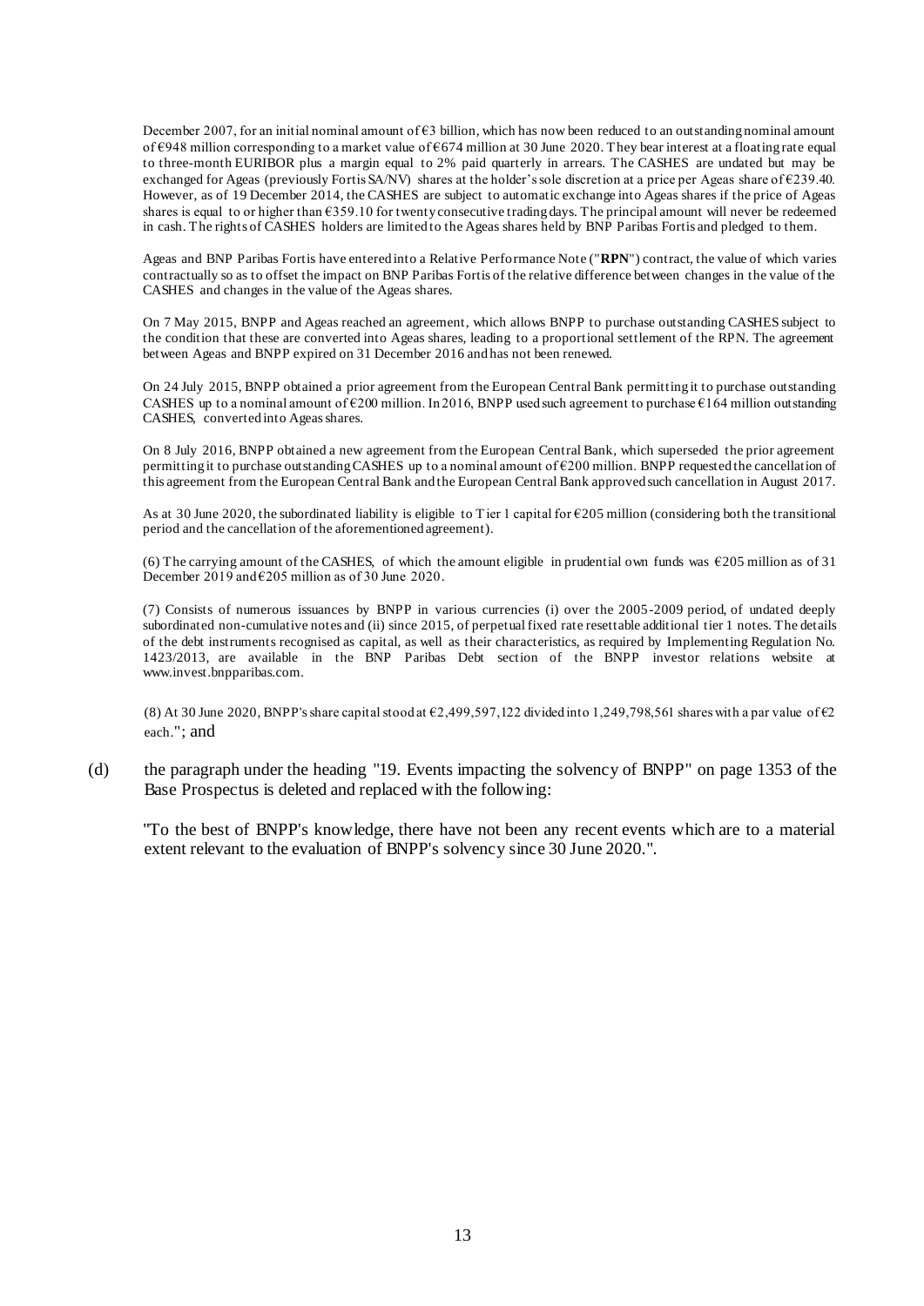December 2007, for an initial nominal amount of €3 billion, which has now been reduced to an outstanding nominal amount of €948 million corresponding to a market value of €674 million at 30 June 2020. They bear interest at a floating rate equal to three-month EURIBOR plus a margin equal to 2% paid quarterly in arrears. The CASHES are undated but may be exchanged for Ageas (previously Fortis SA/NV) shares at the holder's sole discretion at a price per Ageas share of €239.40. However, as of 19 December 2014, the CASHES are subject to automatic exchange into Ageas shares if the price of Ageas shares is equal to or higher than €359.10 for twenty consecutive trading days. The principal amount will never be redeemed in cash. The rights of CASHES holders are limited to the Ageas shares held by BNP Paribas Fortis and pledged to them.

Ageas and BNP Paribas Fortis have entered into a Relative Performance Note ("**RPN**") contract, the value of which varies contractually so as to offset the impact on BNP Paribas Fortis of the relative difference between changes in the value of the CASHES and changes in the value of the Ageas shares.

On 7 May 2015, BNPP and Ageas reached an agreement, which allows BNPP to purchase outstanding CASHES subject to the condition that these are converted into Ageas shares, leading to a proportional settlement of the RPN. The agreement between Ageas and BNPP expired on 31 December 2016 and has not been renewed.

On 24 July 2015, BNPP obtained a prior agreement from the European Central Bank permitting it to purchase outstanding CASHES up to a nominal amount of €200 million. In 2016, BNPP used such agreement to purchase €164 million outstanding CASHES, converted into Ageas shares.

On 8 July 2016, BNPP obtained a new agreement from the European Central Bank, which superseded the prior agreement permitting it to purchase outstanding CASHES up to a nominal amount of €200 million. BNPP requested the cancellation of this agreement from the European Central Bank and the European Central Bank approved such cancellation in August 2017.

As at 30 June 2020, the subordinated liability is eligible to Tier 1 capital for €205 million (considering both the transitional period and the cancellation of the aforementioned agreement).

(6) The carrying amount of the CASHES, of which the amount eligible in prudential own funds was €205 million as of 31 December 2019 and €205 million as of 30 June 2020.

(7) Consists of numerous issuances by BNPP in various currencies (i) over the 2005-2009 period, of undated deeply subordinated non-cumulative notes and (ii) since 2015, of perpetual fixed rate resettable additional tier 1 notes. The details of the debt instruments recognised as capital, as well as their characteristics, as required by Implementing Regulation No. 1423/2013, are available in the BNP Paribas Debt section of the BNPP investor relations website at www.invest.bnpparibas.com.

(8) At 30 June 2020, BNPP's share capital stood at €2,499,597,122 divided into 1,249,798,561 shares with a par value of €2 each."; and

(d) the paragraph under the heading "19. Events impacting the solvency of BNPP" on page 1353 of the Base Prospectus is deleted and replaced with the following:

"To the best of BNPP's knowledge, there have not been any recent events which are to a material extent relevant to the evaluation of BNPP's solvency since 30 June 2020.".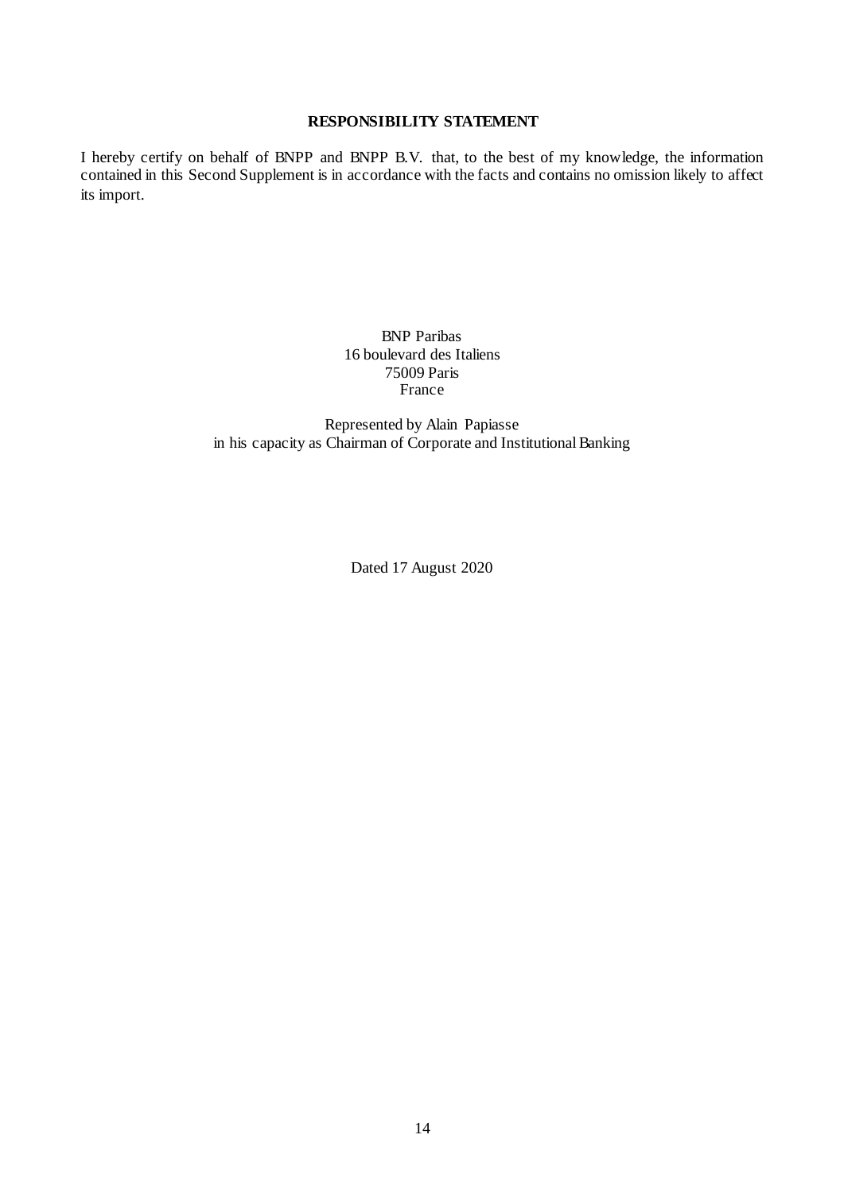## RESPONSIBILITY STATEMENT

I hereby certify on behalf of BNPP and BNPP B.V. that, to the best of my knowledge, the information contained in this Second Supplement is in accordance with the facts and contains no omission likely to affect its import.

BNP Paribas
16 boulevard des Italiens
75009 Paris
France

Represented by Alain Papiasse
in his capacity as Chairman of Corporate and Institutional Banking

Dated 17 August 2020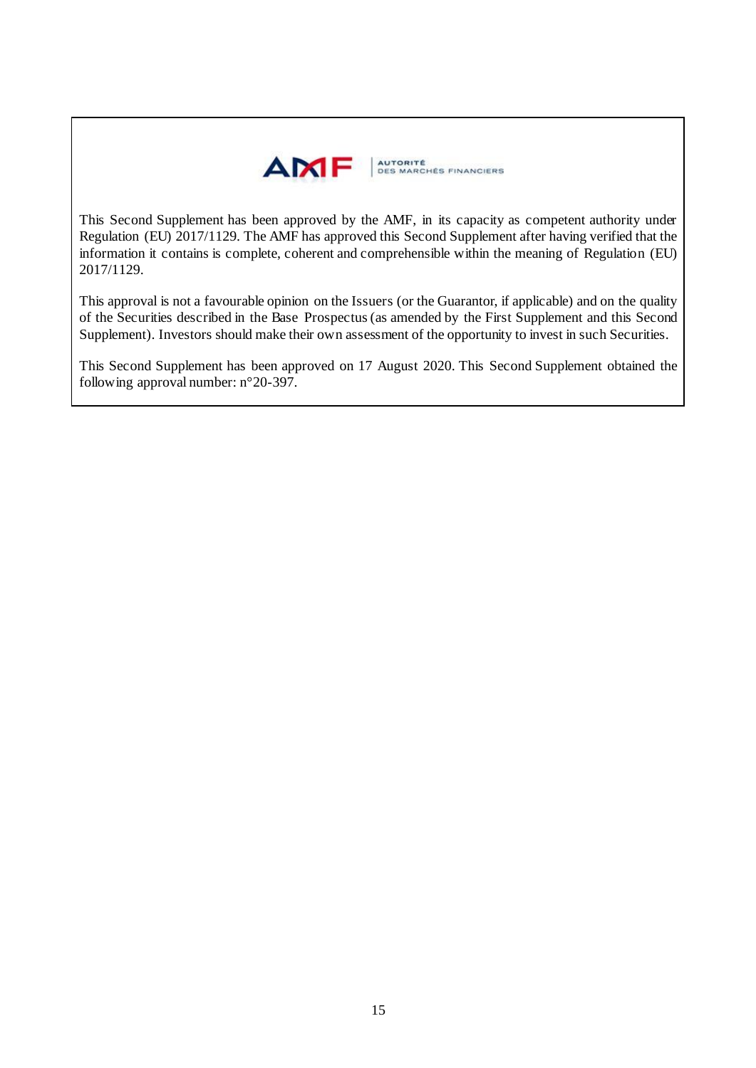AMF | AUTORITÉ DES MARCHÉS FINANCIERS

This Second Supplement has been approved by the AMF, in its capacity as competent authority under Regulation (EU) 2017/1129. The AMF has approved this Second Supplement after having verified that the information it contains is complete, coherent and comprehensible within the meaning of Regulation (EU) 2017/1129.

This approval is not a favourable opinion on the Issuers (or the Guarantor, if applicable) and on the quality of the Securities described in the Base Prospectus (as amended by the First Supplement and this Second Supplement). Investors should make their own assessment of the opportunity to invest in such Securities.

This Second Supplement has been approved on 17 August 2020. This Second Supplement obtained the following approval number: n°20-397.